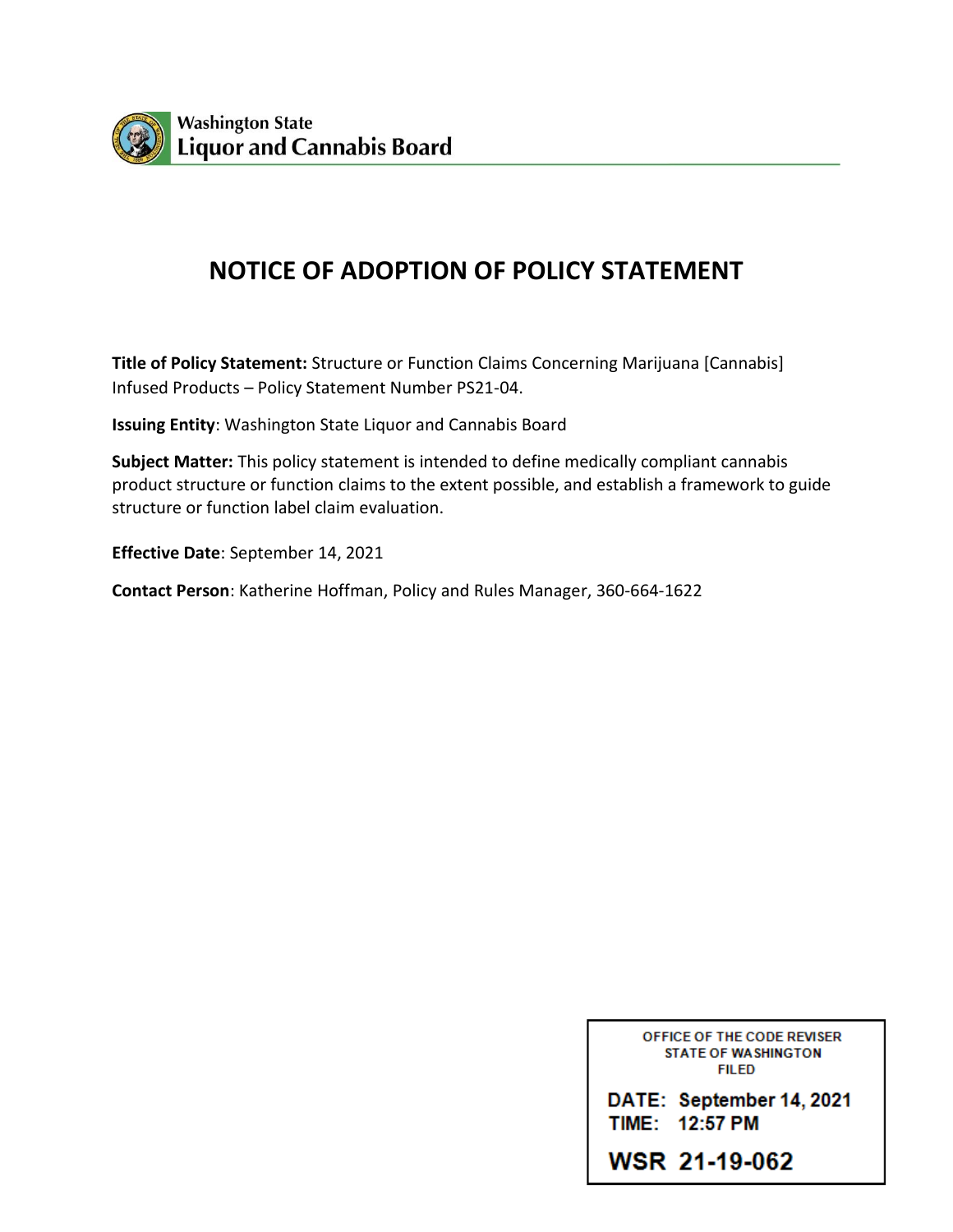Washington State
Liquor and Cannabis Board

# NOTICE OF ADOPTION OF POLICY STATEMENT

**Title of Policy Statement:** Structure or Function Claims Concerning Marijuana [Cannabis] Infused Products – Policy Statement Number PS21-04.

**Issuing Entity**: Washington State Liquor and Cannabis Board

**Subject Matter:** This policy statement is intended to define medically compliant cannabis product structure or function claims to the extent possible, and establish a framework to guide structure or function label claim evaluation.

**Effective Date**: September 14, 2021

**Contact Person**: Katherine Hoffman, Policy and Rules Manager, 360-664-1622

OFFICE OF THE CODE REVISER
STATE OF WASHINGTON
FILED

DATE: September 14, 2021
TIME: 12:57 PM

WSR 21-19-062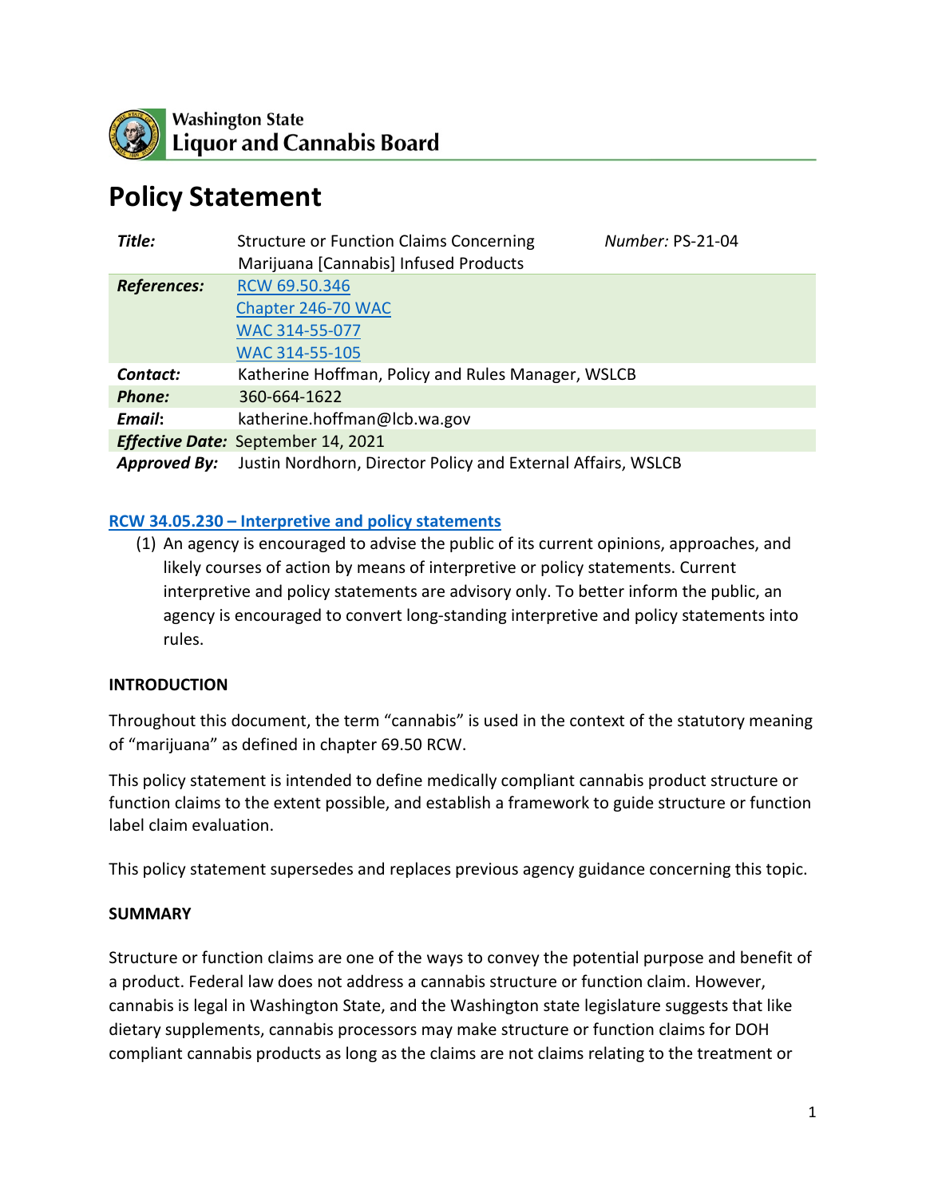![Washington State Liquor and Cannabis Board]

# Policy Statement

| *Title:* | Structure or Function Claims Concerning Marijuana [Cannabis] Infused Products | *Number:* PS-21-04 |
| --- | --- | --- |
| ***References:*** | RCW 69.50.346<br>Chapter 246-70 WAC<br>WAC 314-55-077<br>WAC 314-55-105 | |
| ***Contact:*** | Katherine Hoffman, Policy and Rules Manager, WSLCB | |
| ***Phone:*** | 360-664-1622 | |
| ***Email:*** | katherine.hoffman@lcb.wa.gov | |
| ***Effective Date:*** | September 14, 2021 | |
| ***Approved By:*** | Justin Nordhorn, Director Policy and External Affairs, WSLCB | |

**RCW 34.05.230 – Interpretive and policy statements**

(1) An agency is encouraged to advise the public of its current opinions, approaches, and likely courses of action by means of interpretive or policy statements. Current interpretive and policy statements are advisory only. To better inform the public, an agency is encouraged to convert long-standing interpretive and policy statements into rules.

**INTRODUCTION**

Throughout this document, the term "cannabis" is used in the context of the statutory meaning of "marijuana" as defined in chapter 69.50 RCW.

This policy statement is intended to define medically compliant cannabis product structure or function claims to the extent possible, and establish a framework to guide structure or function label claim evaluation.

This policy statement supersedes and replaces previous agency guidance concerning this topic.

**SUMMARY**

Structure or function claims are one of the ways to convey the potential purpose and benefit of a product. Federal law does not address a cannabis structure or function claim. However, cannabis is legal in Washington State, and the Washington state legislature suggests that like dietary supplements, cannabis processors may make structure or function claims for DOH compliant cannabis products as long as the claims are not claims relating to the treatment or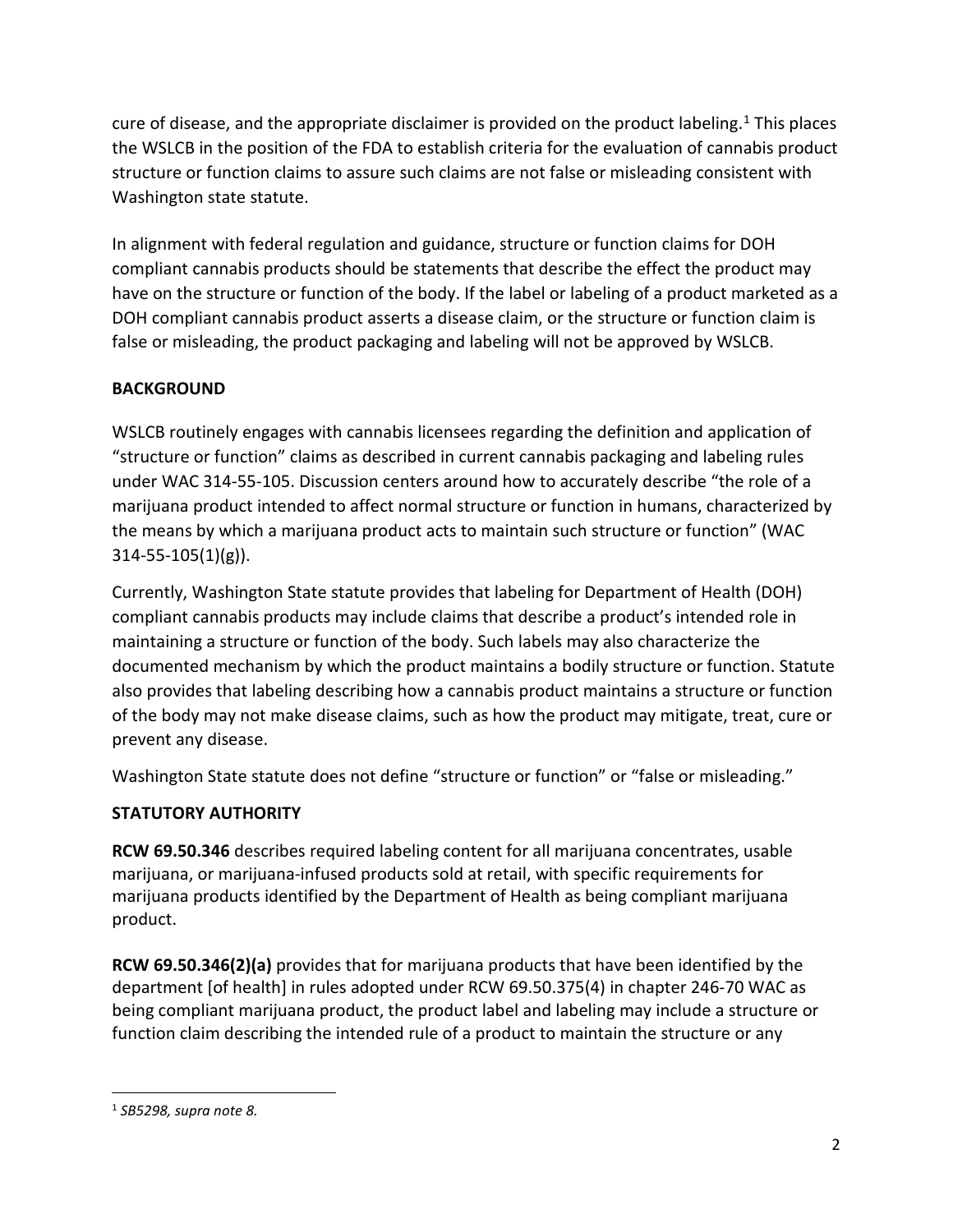cure of disease, and the appropriate disclaimer is provided on the product labeling.[1] This places the WSLCB in the position of the FDA to establish criteria for the evaluation of cannabis product structure or function claims to assure such claims are not false or misleading consistent with Washington state statute.

In alignment with federal regulation and guidance, structure or function claims for DOH compliant cannabis products should be statements that describe the effect the product may have on the structure or function of the body. If the label or labeling of a product marketed as a DOH compliant cannabis product asserts a disease claim, or the structure or function claim is false or misleading, the product packaging and labeling will not be approved by WSLCB.

## BACKGROUND

WSLCB routinely engages with cannabis licensees regarding the definition and application of "structure or function" claims as described in current cannabis packaging and labeling rules under WAC 314-55-105. Discussion centers around how to accurately describe "the role of a marijuana product intended to affect normal structure or function in humans, characterized by the means by which a marijuana product acts to maintain such structure or function" (WAC 314-55-105(1)(g)).

Currently, Washington State statute provides that labeling for Department of Health (DOH) compliant cannabis products may include claims that describe a product's intended role in maintaining a structure or function of the body. Such labels may also characterize the documented mechanism by which the product maintains a bodily structure or function. Statute also provides that labeling describing how a cannabis product maintains a structure or function of the body may not make disease claims, such as how the product may mitigate, treat, cure or prevent any disease.

Washington State statute does not define "structure or function" or "false or misleading."

## STATUTORY AUTHORITY

**RCW 69.50.346** describes required labeling content for all marijuana concentrates, usable marijuana, or marijuana-infused products sold at retail, with specific requirements for marijuana products identified by the Department of Health as being compliant marijuana product.

**RCW 69.50.346(2)(a)** provides that for marijuana products that have been identified by the department [of health] in rules adopted under RCW 69.50.375(4) in chapter 246-70 WAC as being compliant marijuana product, the product label and labeling may include a structure or function claim describing the intended rule of a product to maintain the structure or any

[1] *SB5298, supra note 8.*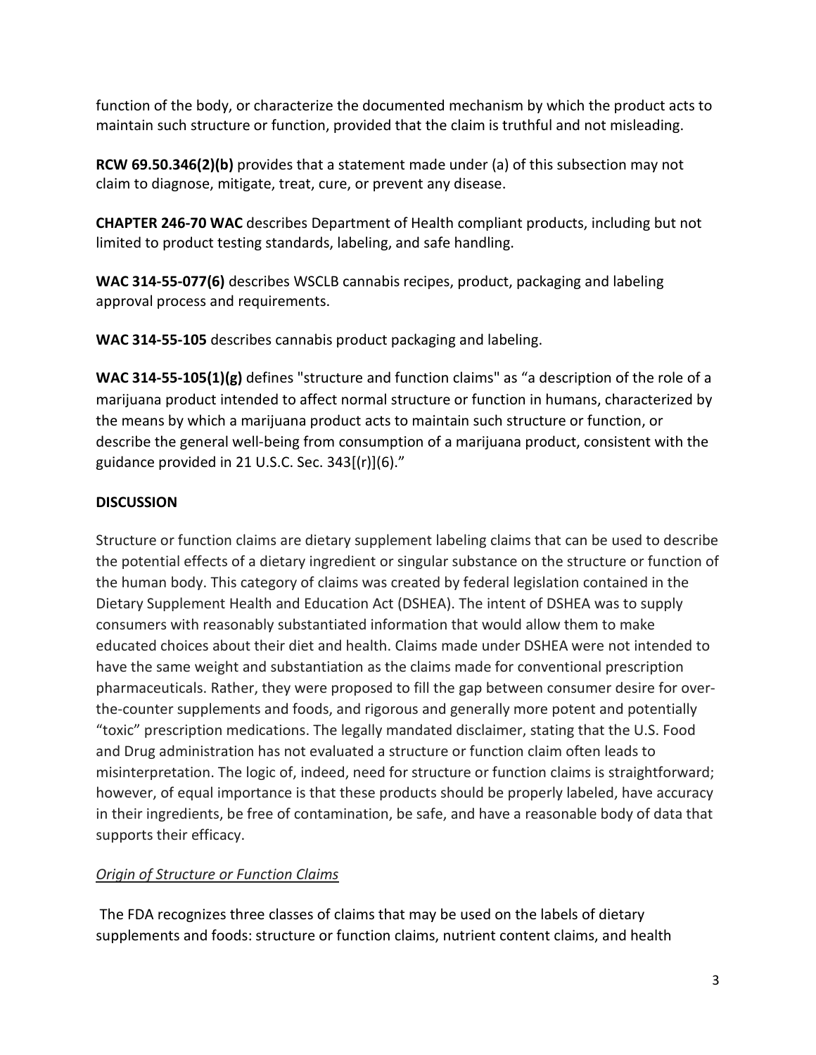function of the body, or characterize the documented mechanism by which the product acts to maintain such structure or function, provided that the claim is truthful and not misleading.

**RCW 69.50.346(2)(b)** provides that a statement made under (a) of this subsection may not claim to diagnose, mitigate, treat, cure, or prevent any disease.

**CHAPTER 246-70 WAC** describes Department of Health compliant products, including but not limited to product testing standards, labeling, and safe handling.

**WAC 314-55-077(6)** describes WSCLB cannabis recipes, product, packaging and labeling approval process and requirements.

**WAC 314-55-105** describes cannabis product packaging and labeling.

**WAC 314-55-105(1)(g)** defines "structure and function claims" as "a description of the role of a marijuana product intended to affect normal structure or function in humans, characterized by the means by which a marijuana product acts to maintain such structure or function, or describe the general well-being from consumption of a marijuana product, consistent with the guidance provided in 21 U.S.C. Sec. 343[(r)](6)."

## DISCUSSION

Structure or function claims are dietary supplement labeling claims that can be used to describe the potential effects of a dietary ingredient or singular substance on the structure or function of the human body. This category of claims was created by federal legislation contained in the Dietary Supplement Health and Education Act (DSHEA). The intent of DSHEA was to supply consumers with reasonably substantiated information that would allow them to make educated choices about their diet and health. Claims made under DSHEA were not intended to have the same weight and substantiation as the claims made for conventional prescription pharmaceuticals. Rather, they were proposed to fill the gap between consumer desire for over-the-counter supplements and foods, and rigorous and generally more potent and potentially "toxic" prescription medications. The legally mandated disclaimer, stating that the U.S. Food and Drug administration has not evaluated a structure or function claim often leads to misinterpretation. The logic of, indeed, need for structure or function claims is straightforward; however, of equal importance is that these products should be properly labeled, have accuracy in their ingredients, be free of contamination, be safe, and have a reasonable body of data that supports their efficacy.

### *Origin of Structure or Function Claims*

The FDA recognizes three classes of claims that may be used on the labels of dietary supplements and foods: structure or function claims, nutrient content claims, and health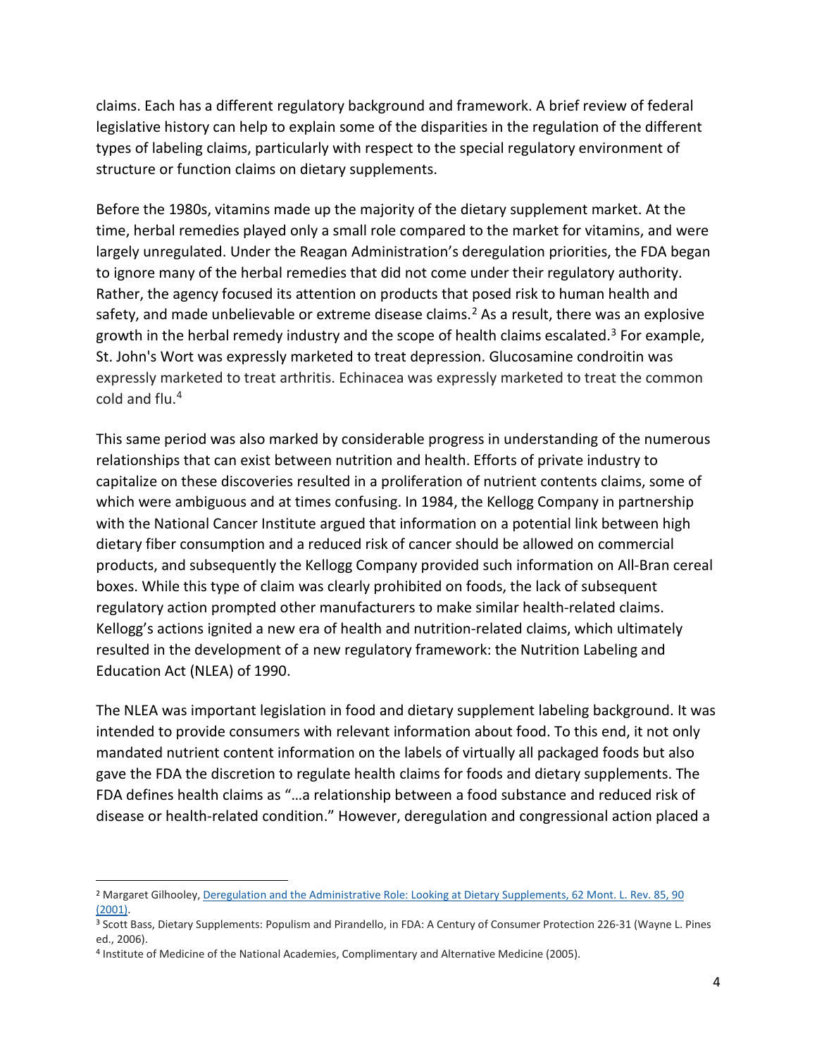claims. Each has a different regulatory background and framework. A brief review of federal legislative history can help to explain some of the disparities in the regulation of the different types of labeling claims, particularly with respect to the special regulatory environment of structure or function claims on dietary supplements.

Before the 1980s, vitamins made up the majority of the dietary supplement market. At the time, herbal remedies played only a small role compared to the market for vitamins, and were largely unregulated. Under the Reagan Administration's deregulation priorities, the FDA began to ignore many of the herbal remedies that did not come under their regulatory authority. Rather, the agency focused its attention on products that posed risk to human health and safety, and made unbelievable or extreme disease claims.[2] As a result, there was an explosive growth in the herbal remedy industry and the scope of health claims escalated.[3] For example, St. John's Wort was expressly marketed to treat depression. Glucosamine condroitin was expressly marketed to treat arthritis. Echinacea was expressly marketed to treat the common cold and flu.[4]

This same period was also marked by considerable progress in understanding of the numerous relationships that can exist between nutrition and health. Efforts of private industry to capitalize on these discoveries resulted in a proliferation of nutrient contents claims, some of which were ambiguous and at times confusing. In 1984, the Kellogg Company in partnership with the National Cancer Institute argued that information on a potential link between high dietary fiber consumption and a reduced risk of cancer should be allowed on commercial products, and subsequently the Kellogg Company provided such information on All-Bran cereal boxes. While this type of claim was clearly prohibited on foods, the lack of subsequent regulatory action prompted other manufacturers to make similar health-related claims. Kellogg's actions ignited a new era of health and nutrition-related claims, which ultimately resulted in the development of a new regulatory framework: the Nutrition Labeling and Education Act (NLEA) of 1990.

The NLEA was important legislation in food and dietary supplement labeling background. It was intended to provide consumers with relevant information about food. To this end, it not only mandated nutrient content information on the labels of virtually all packaged foods but also gave the FDA the discretion to regulate health claims for foods and dietary supplements. The FDA defines health claims as "…a relationship between a food substance and reduced risk of disease or health-related condition." However, deregulation and congressional action placed a

---

[2] Margaret Gilhooley, [Deregulation and the Administrative Role: Looking at Dietary Supplements, 62 Mont. L. Rev. 85, 90 (2001)](#).

[3] Scott Bass, Dietary Supplements: Populism and Pirandello, in FDA: A Century of Consumer Protection 226-31 (Wayne L. Pines ed., 2006).

[4] Institute of Medicine of the National Academies, Complimentary and Alternative Medicine (2005).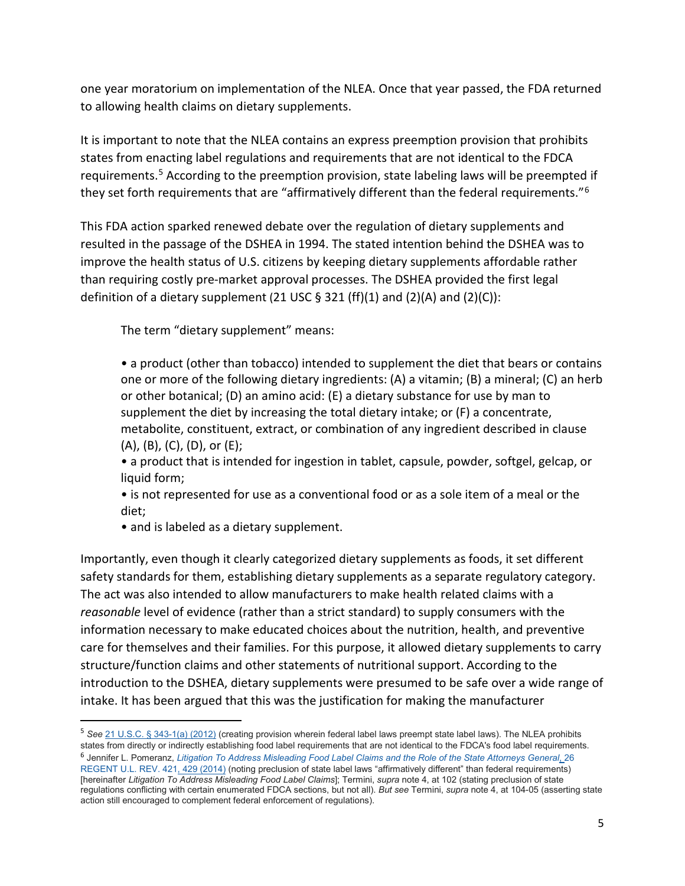one year moratorium on implementation of the NLEA. Once that year passed, the FDA returned to allowing health claims on dietary supplements.

It is important to note that the NLEA contains an express preemption provision that prohibits states from enacting label regulations and requirements that are not identical to the FDCA requirements.[5] According to the preemption provision, state labeling laws will be preempted if they set forth requirements that are "affirmatively different than the federal requirements."[6]

This FDA action sparked renewed debate over the regulation of dietary supplements and resulted in the passage of the DSHEA in 1994. The stated intention behind the DSHEA was to improve the health status of U.S. citizens by keeping dietary supplements affordable rather than requiring costly pre-market approval processes. The DSHEA provided the first legal definition of a dietary supplement (21 USC § 321 (ff)(1) and (2)(A) and (2)(C)):

> The term "dietary supplement" means:
>
> - a product (other than tobacco) intended to supplement the diet that bears or contains one or more of the following dietary ingredients: (A) a vitamin; (B) a mineral; (C) an herb or other botanical; (D) an amino acid: (E) a dietary substance for use by man to supplement the diet by increasing the total dietary intake; or (F) a concentrate, metabolite, constituent, extract, or combination of any ingredient described in clause (A), (B), (C), (D), or (E);
> - a product that is intended for ingestion in tablet, capsule, powder, softgel, gelcap, or liquid form;
> - is not represented for use as a conventional food or as a sole item of a meal or the diet;
> - and is labeled as a dietary supplement.

Importantly, even though it clearly categorized dietary supplements as foods, it set different safety standards for them, establishing dietary supplements as a separate regulatory category. The act was also intended to allow manufacturers to make health related claims with a *reasonable* level of evidence (rather than a strict standard) to supply consumers with the information necessary to make educated choices about the nutrition, health, and preventive care for themselves and their families. For this purpose, it allowed dietary supplements to carry structure/function claims and other statements of nutritional support. According to the introduction to the DSHEA, dietary supplements were presumed to be safe over a wide range of intake. It has been argued that this was the justification for making the manufacturer

---

[5] *See* 21 U.S.C. § 343-1(a) (2012) (creating provision wherein federal label laws preempt state label laws). The NLEA prohibits states from directly or indirectly establishing food label requirements that are not identical to the FDCA's food label requirements.

[6] Jennifer L. Pomeranz, *Litigation To Address Misleading Food Label Claims and the Role of the State Attorneys General*, 26 REGENT U.L. REV. 421, 429 (2014) (noting preclusion of state label laws "affirmatively different" than federal requirements) [hereinafter *Litigation To Address Misleading Food Label Claims*]; Termini, *supra* note 4, at 102 (stating preclusion of state regulations conflicting with certain enumerated FDCA sections, but not all). *But see* Termini, *supra* note 4, at 104-05 (asserting state action still encouraged to complement federal enforcement of regulations).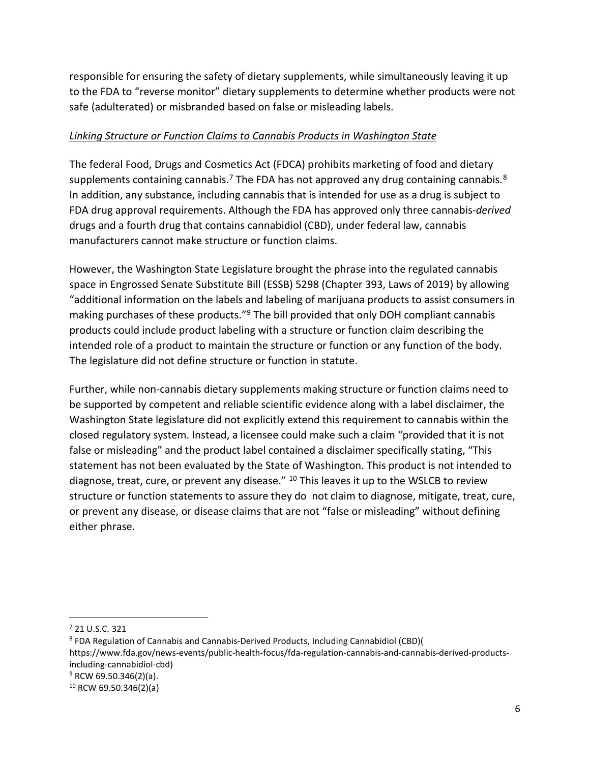responsible for ensuring the safety of dietary supplements, while simultaneously leaving it up to the FDA to "reverse monitor" dietary supplements to determine whether products were not safe (adulterated) or misbranded based on false or misleading labels.

*Linking Structure or Function Claims to Cannabis Products in Washington State*

The federal Food, Drugs and Cosmetics Act (FDCA) prohibits marketing of food and dietary supplements containing cannabis.[7] The FDA has not approved any drug containing cannabis.[8] In addition, any substance, including cannabis that is intended for use as a drug is subject to FDA drug approval requirements. Although the FDA has approved only three cannabis-*derived* drugs and a fourth drug that contains cannabidiol (CBD), under federal law, cannabis manufacturers cannot make structure or function claims.

However, the Washington State Legislature brought the phrase into the regulated cannabis space in Engrossed Senate Substitute Bill (ESSB) 5298 (Chapter 393, Laws of 2019) by allowing "additional information on the labels and labeling of marijuana products to assist consumers in making purchases of these products."[9] The bill provided that only DOH compliant cannabis products could include product labeling with a structure or function claim describing the intended role of a product to maintain the structure or function or any function of the body. The legislature did not define structure or function in statute.

Further, while non-cannabis dietary supplements making structure or function claims need to be supported by competent and reliable scientific evidence along with a label disclaimer, the Washington State legislature did not explicitly extend this requirement to cannabis within the closed regulatory system. Instead, a licensee could make such a claim "provided that it is not false or misleading" and the product label contained a disclaimer specifically stating, "This statement has not been evaluated by the State of Washington. This product is not intended to diagnose, treat, cure, or prevent any disease." [10] This leaves it up to the WSLCB to review structure or function statements to assure they do not claim to diagnose, mitigate, treat, cure, or prevent any disease, or disease claims that are not "false or misleading" without defining either phrase.

---

[7] 21 U.S.C. 321

[8] FDA Regulation of Cannabis and Cannabis-Derived Products, Including Cannabidiol (CBD)( https://www.fda.gov/news-events/public-health-focus/fda-regulation-cannabis-and-cannabis-derived-products-including-cannabidiol-cbd)

[9] RCW 69.50.346(2)(a).

[10] RCW 69.50.346(2)(a)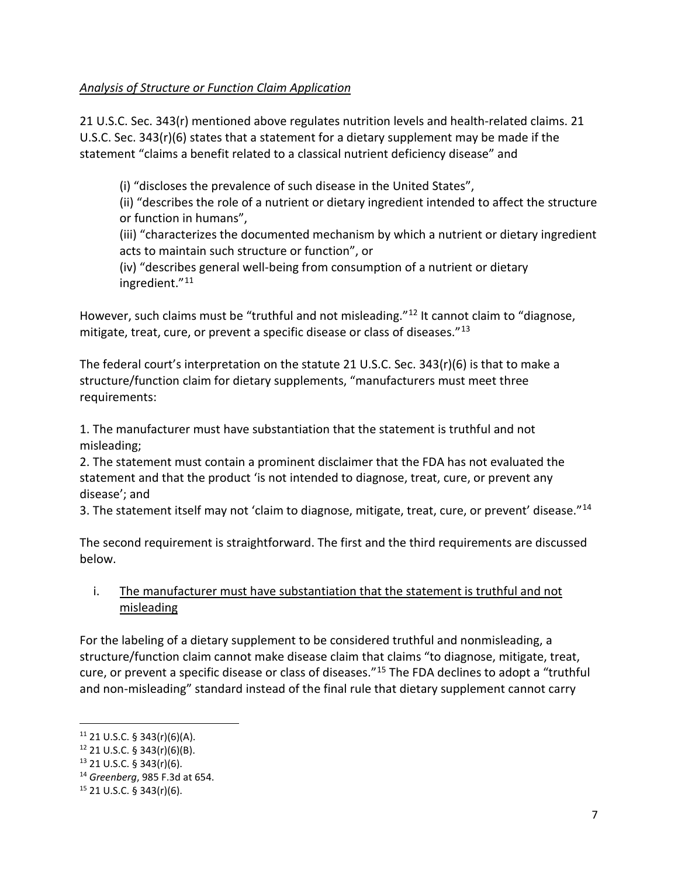*Analysis of Structure or Function Claim Application*

21 U.S.C. Sec. 343(r) mentioned above regulates nutrition levels and health-related claims. 21 U.S.C. Sec. 343(r)(6) states that a statement for a dietary supplement may be made if the statement "claims a benefit related to a classical nutrient deficiency disease" and

> (i) "discloses the prevalence of such disease in the United States",
> (ii) "describes the role of a nutrient or dietary ingredient intended to affect the structure or function in humans",
> (iii) "characterizes the documented mechanism by which a nutrient or dietary ingredient acts to maintain such structure or function", or
> (iv) "describes general well-being from consumption of a nutrient or dietary ingredient."[11]

However, such claims must be "truthful and not misleading."[12] It cannot claim to "diagnose, mitigate, treat, cure, or prevent a specific disease or class of diseases."[13]

The federal court's interpretation on the statute 21 U.S.C. Sec. 343(r)(6) is that to make a structure/function claim for dietary supplements, "manufacturers must meet three requirements:

1. The manufacturer must have substantiation that the statement is truthful and not misleading;
2. The statement must contain a prominent disclaimer that the FDA has not evaluated the statement and that the product 'is not intended to diagnose, treat, cure, or prevent any disease'; and
3. The statement itself may not 'claim to diagnose, mitigate, treat, cure, or prevent' disease."[14]

The second requirement is straightforward. The first and the third requirements are discussed below.

i. The manufacturer must have substantiation that the statement is truthful and not misleading

For the labeling of a dietary supplement to be considered truthful and nonmisleading, a structure/function claim cannot make disease claim that claims "to diagnose, mitigate, treat, cure, or prevent a specific disease or class of diseases."[15] The FDA declines to adopt a "truthful and non-misleading" standard instead of the final rule that dietary supplement cannot carry

[11] 21 U.S.C. § 343(r)(6)(A).
[12] 21 U.S.C. § 343(r)(6)(B).
[13] 21 U.S.C. § 343(r)(6).
[14] *Greenberg*, 985 F.3d at 654.
[15] 21 U.S.C. § 343(r)(6).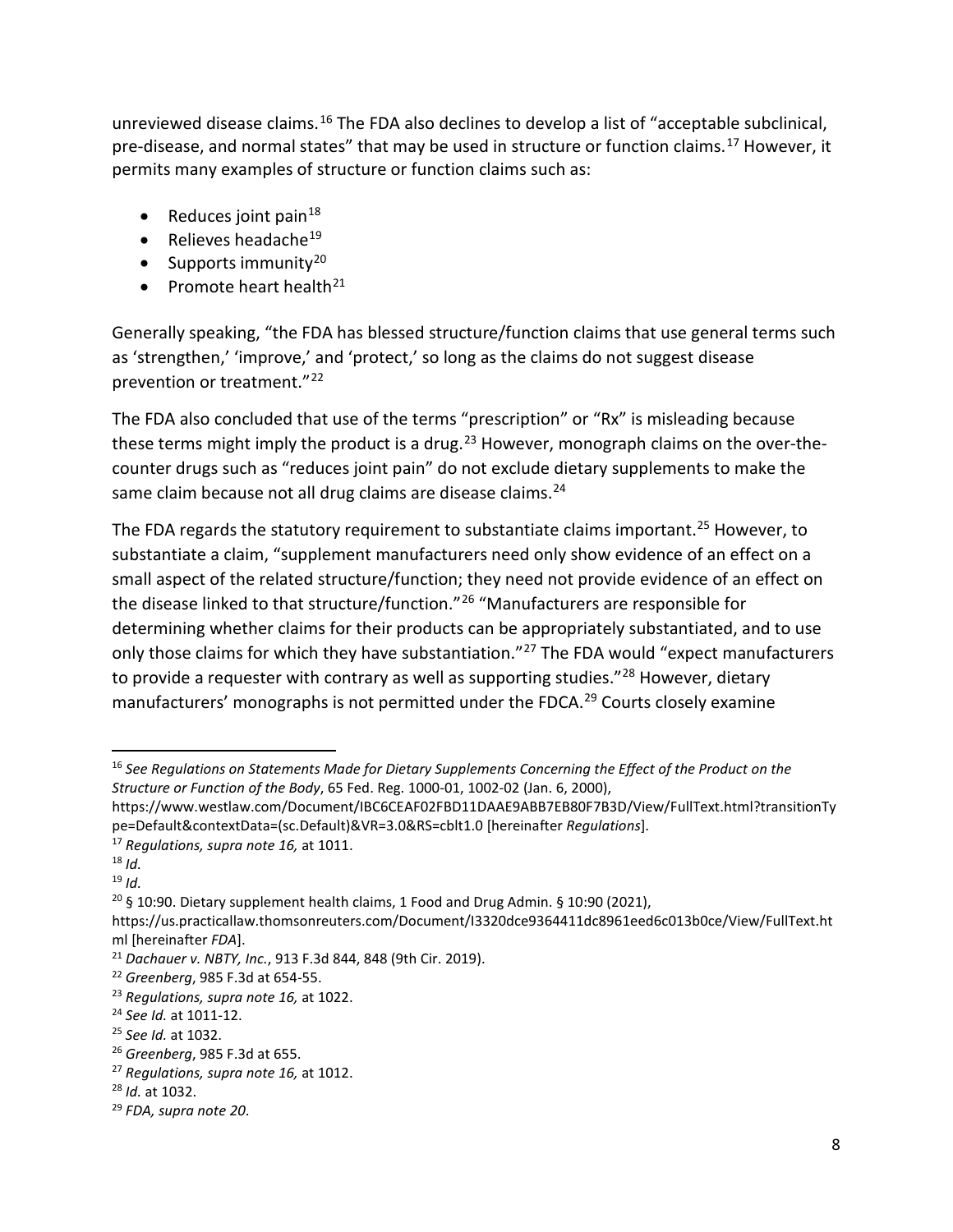unreviewed disease claims.[16] The FDA also declines to develop a list of "acceptable subclinical, pre-disease, and normal states" that may be used in structure or function claims.[17] However, it permits many examples of structure or function claims such as:

- Reduces joint pain[18]
- Relieves headache[19]
- Supports immunity[20]
- Promote heart health[21]

Generally speaking, "the FDA has blessed structure/function claims that use general terms such as 'strengthen,' 'improve,' and 'protect,' so long as the claims do not suggest disease prevention or treatment."[22]

The FDA also concluded that use of the terms "prescription" or "Rx" is misleading because these terms might imply the product is a drug.[23] However, monograph claims on the over-the-counter drugs such as "reduces joint pain" do not exclude dietary supplements to make the same claim because not all drug claims are disease claims.[24]

The FDA regards the statutory requirement to substantiate claims important.[25] However, to substantiate a claim, "supplement manufacturers need only show evidence of an effect on a small aspect of the related structure/function; they need not provide evidence of an effect on the disease linked to that structure/function."[26] "Manufacturers are responsible for determining whether claims for their products can be appropriately substantiated, and to use only those claims for which they have substantiation."[27] The FDA would "expect manufacturers to provide a requester with contrary as well as supporting studies."[28] However, dietary manufacturers' monographs is not permitted under the FDCA.[29] Courts closely examine

---

[16] *See Regulations on Statements Made for Dietary Supplements Concerning the Effect of the Product on the Structure or Function of the Body*, 65 Fed. Reg. 1000-01, 1002-02 (Jan. 6, 2000), https://www.westlaw.com/Document/IBC6CEAF02FBD11DAAE9ABB7EB80F7B3D/View/FullText.html?transitionType=Default&contextData=(sc.Default)&VR=3.0&RS=cblt1.0 [hereinafter *Regulations*].

[17] *Regulations, supra note 16,* at 1011.

[18] *Id.*

[19] *Id.*

[20] § 10:90. Dietary supplement health claims, 1 Food and Drug Admin. § 10:90 (2021), https://us.practicallaw.thomsonreuters.com/Document/I3320dce9364411dc8961eed6c013b0ce/View/FullText.html [hereinafter *FDA*].

[21] *Dachauer v. NBTY, Inc.*, 913 F.3d 844, 848 (9th Cir. 2019).

[22] *Greenberg*, 985 F.3d at 654-55.

[23] *Regulations, supra note 16,* at 1022.

[24] *See Id.* at 1011-12.

[25] *See Id.* at 1032.

[26] *Greenberg*, 985 F.3d at 655.

[27] *Regulations, supra note 16,* at 1012.

[28] *Id.* at 1032.

[29] *FDA, supra note 20.*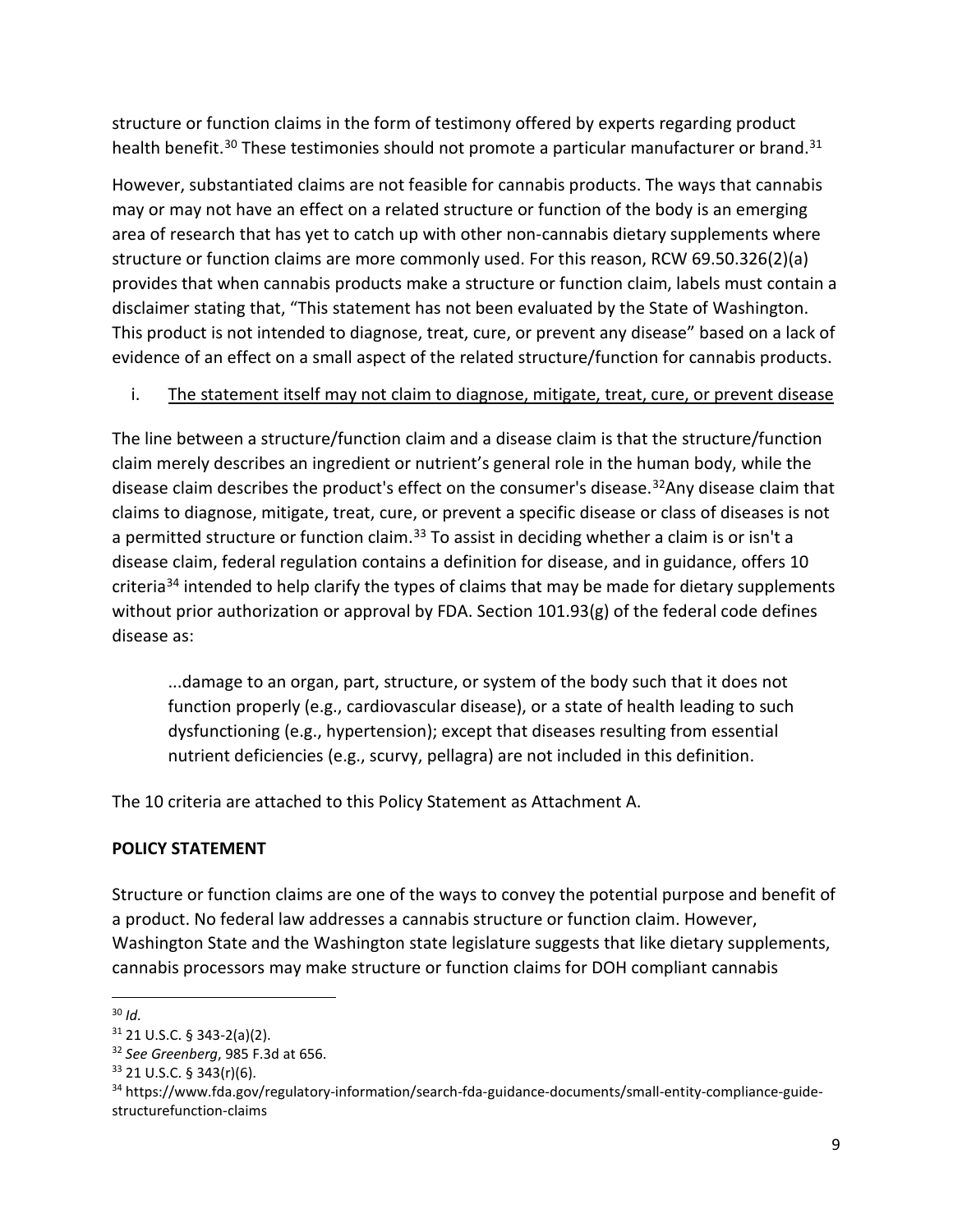structure or function claims in the form of testimony offered by experts regarding product health benefit.[30] These testimonies should not promote a particular manufacturer or brand.[31]

However, substantiated claims are not feasible for cannabis products. The ways that cannabis may or may not have an effect on a related structure or function of the body is an emerging area of research that has yet to catch up with other non-cannabis dietary supplements where structure or function claims are more commonly used. For this reason, RCW 69.50.326(2)(a) provides that when cannabis products make a structure or function claim, labels must contain a disclaimer stating that, "This statement has not been evaluated by the State of Washington. This product is not intended to diagnose, treat, cure, or prevent any disease" based on a lack of evidence of an effect on a small aspect of the related structure/function for cannabis products.

i. <u>The statement itself may not claim to diagnose, mitigate, treat, cure, or prevent disease</u>

The line between a structure/function claim and a disease claim is that the structure/function claim merely describes an ingredient or nutrient's general role in the human body, while the disease claim describes the product's effect on the consumer's disease.[32]Any disease claim that claims to diagnose, mitigate, treat, cure, or prevent a specific disease or class of diseases is not a permitted structure or function claim.[33] To assist in deciding whether a claim is or isn't a disease claim, federal regulation contains a definition for disease, and in guidance, offers 10 criteria[34] intended to help clarify the types of claims that may be made for dietary supplements without prior authorization or approval by FDA. Section 101.93(g) of the federal code defines disease as:

> ...damage to an organ, part, structure, or system of the body such that it does not function properly (e.g., cardiovascular disease), or a state of health leading to such dysfunctioning (e.g., hypertension); except that diseases resulting from essential nutrient deficiencies (e.g., scurvy, pellagra) are not included in this definition.

The 10 criteria are attached to this Policy Statement as Attachment A.

**POLICY STATEMENT**

Structure or function claims are one of the ways to convey the potential purpose and benefit of a product. No federal law addresses a cannabis structure or function claim. However, Washington State and the Washington state legislature suggests that like dietary supplements, cannabis processors may make structure or function claims for DOH compliant cannabis

---

[30] *Id.*

[31] 21 U.S.C. § 343-2(a)(2).

[32] *See Greenberg*, 985 F.3d at 656.

[33] 21 U.S.C. § 343(r)(6).

[34] https://www.fda.gov/regulatory-information/search-fda-guidance-documents/small-entity-compliance-guide-structurefunction-claims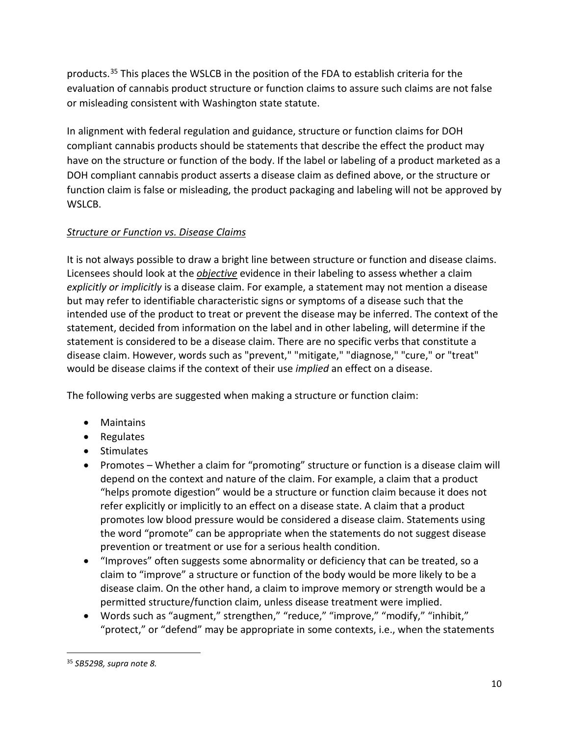products.[35] This places the WSLCB in the position of the FDA to establish criteria for the evaluation of cannabis product structure or function claims to assure such claims are not false or misleading consistent with Washington state statute.

In alignment with federal regulation and guidance, structure or function claims for DOH compliant cannabis products should be statements that describe the effect the product may have on the structure or function of the body. If the label or labeling of a product marketed as a DOH compliant cannabis product asserts a disease claim as defined above, or the structure or function claim is false or misleading, the product packaging and labeling will not be approved by WSLCB.

*Structure or Function vs. Disease Claims*

It is not always possible to draw a bright line between structure or function and disease claims. Licensees should look at the ***objective*** evidence in their labeling to assess whether a claim *explicitly or implicitly* is a disease claim. For example, a statement may not mention a disease but may refer to identifiable characteristic signs or symptoms of a disease such that the intended use of the product to treat or prevent the disease may be inferred. The context of the statement, decided from information on the label and in other labeling, will determine if the statement is considered to be a disease claim. There are no specific verbs that constitute a disease claim. However, words such as "prevent," "mitigate," "diagnose," "cure," or "treat" would be disease claims if the context of their use *implied* an effect on a disease.

The following verbs are suggested when making a structure or function claim:

- Maintains
- Regulates
- Stimulates
- Promotes – Whether a claim for "promoting" structure or function is a disease claim will depend on the context and nature of the claim. For example, a claim that a product "helps promote digestion" would be a structure or function claim because it does not refer explicitly or implicitly to an effect on a disease state. A claim that a product promotes low blood pressure would be considered a disease claim. Statements using the word "promote" can be appropriate when the statements do not suggest disease prevention or treatment or use for a serious health condition.
- "Improves" often suggests some abnormality or deficiency that can be treated, so a claim to "improve" a structure or function of the body would be more likely to be a disease claim. On the other hand, a claim to improve memory or strength would be a permitted structure/function claim, unless disease treatment were implied.
- Words such as "augment," strengthen," "reduce," "improve," "modify," "inhibit," "protect," or "defend" may be appropriate in some contexts, i.e., when the statements

[35] *SB5298, supra note 8.*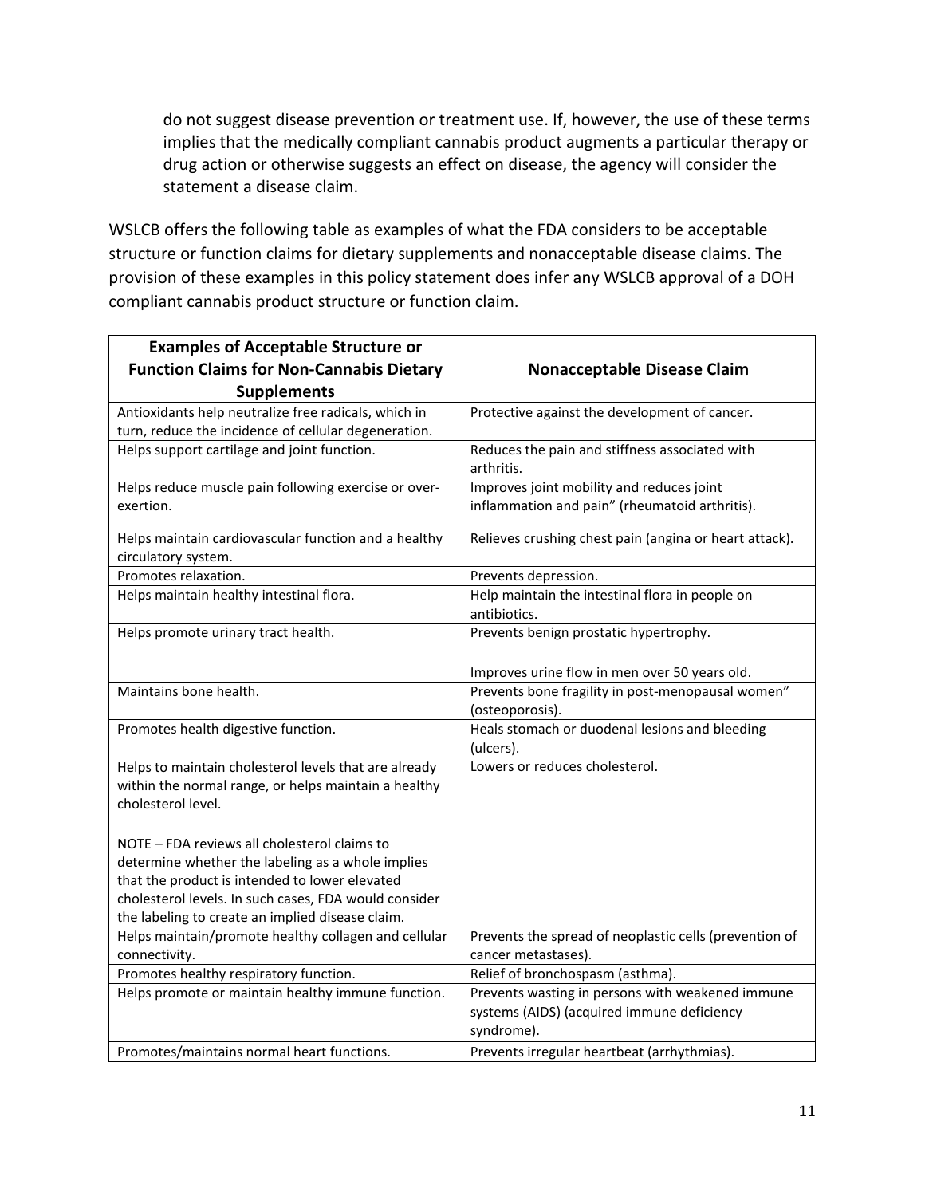do not suggest disease prevention or treatment use. If, however, the use of these terms implies that the medically compliant cannabis product augments a particular therapy or drug action or otherwise suggests an effect on disease, the agency will consider the statement a disease claim.

WSLCB offers the following table as examples of what the FDA considers to be acceptable structure or function claims for dietary supplements and nonacceptable disease claims. The provision of these examples in this policy statement does infer any WSLCB approval of a DOH compliant cannabis product structure or function claim.

| Examples of Acceptable Structure or Function Claims for Non-Cannabis Dietary Supplements | Nonacceptable Disease Claim |
|---|---|
| Antioxidants help neutralize free radicals, which in turn, reduce the incidence of cellular degeneration. | Protective against the development of cancer. |
| Helps support cartilage and joint function. | Reduces the pain and stiffness associated with arthritis. |
| Helps reduce muscle pain following exercise or over-exertion. | Improves joint mobility and reduces joint inflammation and pain" (rheumatoid arthritis). |
| Helps maintain cardiovascular function and a healthy circulatory system. | Relieves crushing chest pain (angina or heart attack). |
| Promotes relaxation. | Prevents depression. |
| Helps maintain healthy intestinal flora. | Help maintain the intestinal flora in people on antibiotics. |
| Helps promote urinary tract health. | Prevents benign prostatic hypertrophy.<br><br>Improves urine flow in men over 50 years old. |
| Maintains bone health. | Prevents bone fragility in post-menopausal women" (osteoporosis). |
| Promotes health digestive function. | Heals stomach or duodenal lesions and bleeding (ulcers). |
| Helps to maintain cholesterol levels that are already within the normal range, or helps maintain a healthy cholesterol level.<br><br>NOTE – FDA reviews all cholesterol claims to determine whether the labeling as a whole implies that the product is intended to lower elevated cholesterol levels. In such cases, FDA would consider the labeling to create an implied disease claim. | Lowers or reduces cholesterol. |
| Helps maintain/promote healthy collagen and cellular connectivity. | Prevents the spread of neoplastic cells (prevention of cancer metastases). |
| Promotes healthy respiratory function. | Relief of bronchospasm (asthma). |
| Helps promote or maintain healthy immune function. | Prevents wasting in persons with weakened immune systems (AIDS) (acquired immune deficiency syndrome). |
| Promotes/maintains normal heart functions. | Prevents irregular heartbeat (arrhythmias). |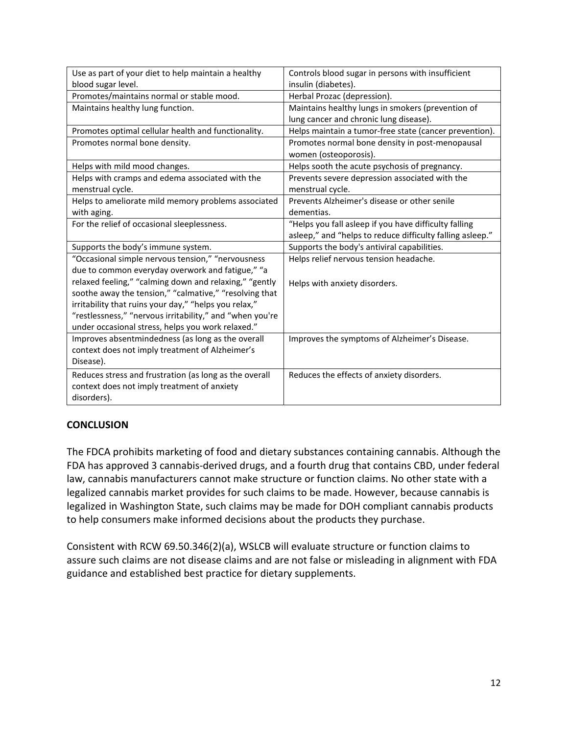| Use as part of your diet to help maintain a healthy blood sugar level. | Controls blood sugar in persons with insufficient insulin (diabetes). |
|---|---|
| Promotes/maintains normal or stable mood. | Herbal Prozac (depression). |
| Maintains healthy lung function. | Maintains healthy lungs in smokers (prevention of lung cancer and chronic lung disease). |
| Promotes optimal cellular health and functionality. | Helps maintain a tumor-free state (cancer prevention). |
| Promotes normal bone density. | Promotes normal bone density in post-menopausal women (osteoporosis). |
| Helps with mild mood changes. | Helps sooth the acute psychosis of pregnancy. |
| Helps with cramps and edema associated with the menstrual cycle. | Prevents severe depression associated with the menstrual cycle. |
| Helps to ameliorate mild memory problems associated with aging. | Prevents Alzheimer's disease or other senile dementias. |
| For the relief of occasional sleeplessness. | "Helps you fall asleep if you have difficulty falling asleep," and "helps to reduce difficulty falling asleep." |
| Supports the body's immune system. | Supports the body's antiviral capabilities. |
| "Occasional simple nervous tension," "nervousness due to common everyday overwork and fatigue," "a relaxed feeling," "calming down and relaxing," "gently soothe away the tension," "calmative," "resolving that irritability that ruins your day," "helps you relax," "restlessness," "nervous irritability," and "when you're under occasional stress, helps you work relaxed." | Helps relief nervous tension headache.<br><br>Helps with anxiety disorders. |
| Improves absentmindedness (as long as the overall context does not imply treatment of Alzheimer's Disease). | Improves the symptoms of Alzheimer's Disease. |
| Reduces stress and frustration (as long as the overall context does not imply treatment of anxiety disorders). | Reduces the effects of anxiety disorders. |

**CONCLUSION**

The FDCA prohibits marketing of food and dietary substances containing cannabis. Although the FDA has approved 3 cannabis-derived drugs, and a fourth drug that contains CBD, under federal law, cannabis manufacturers cannot make structure or function claims. No other state with a legalized cannabis market provides for such claims to be made. However, because cannabis is legalized in Washington State, such claims may be made for DOH compliant cannabis products to help consumers make informed decisions about the products they purchase.

Consistent with RCW 69.50.346(2)(a), WSLCB will evaluate structure or function claims to assure such claims are not disease claims and are not false or misleading in alignment with FDA guidance and established best practice for dietary supplements.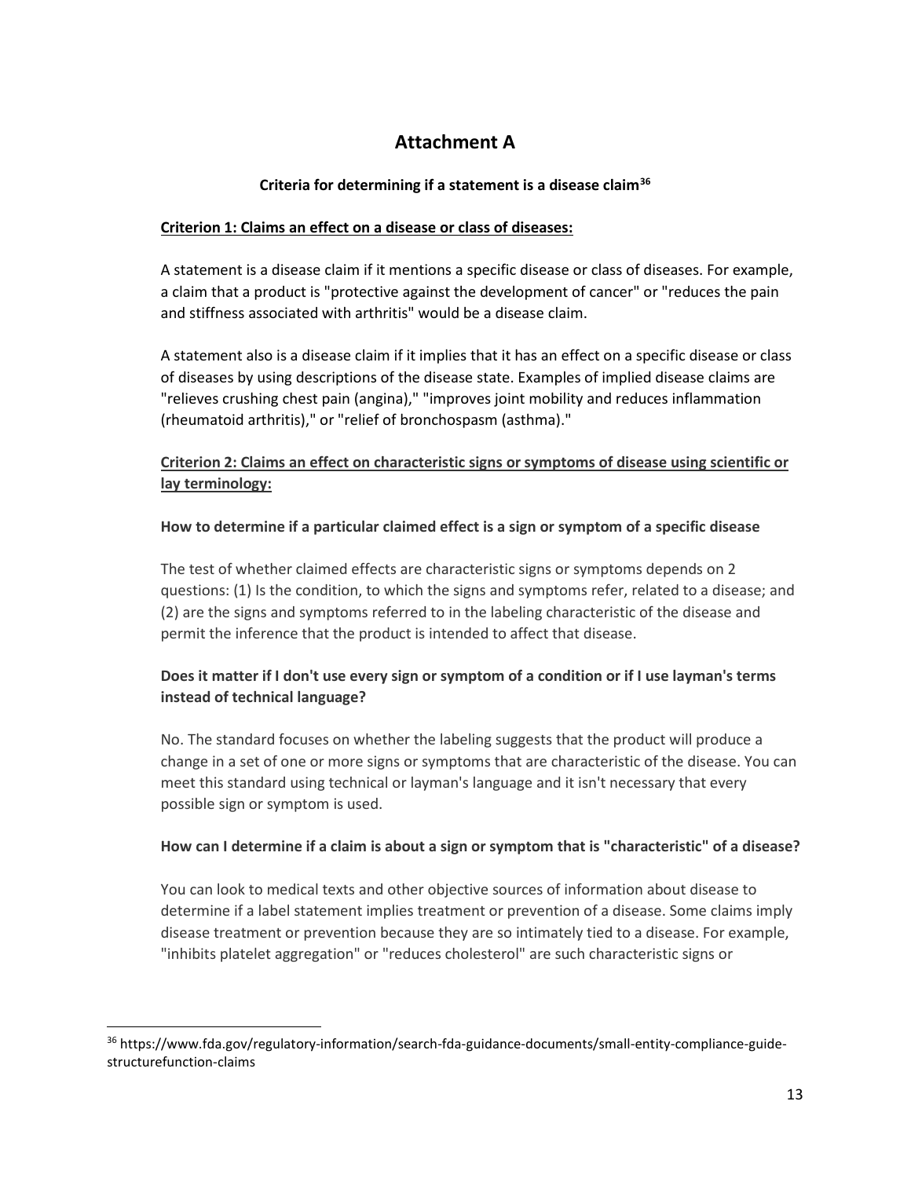# Attachment A

### Criteria for determining if a statement is a disease claim[36]

**<u>Criterion 1: Claims an effect on a disease or class of diseases:</u>**

A statement is a disease claim if it mentions a specific disease or class of diseases. For example, a claim that a product is "protective against the development of cancer" or "reduces the pain and stiffness associated with arthritis" would be a disease claim.

A statement also is a disease claim if it implies that it has an effect on a specific disease or class of diseases by using descriptions of the disease state. Examples of implied disease claims are "relieves crushing chest pain (angina)," "improves joint mobility and reduces inflammation (rheumatoid arthritis)," or "relief of bronchospasm (asthma)."

**<u>Criterion 2: Claims an effect on characteristic signs or symptoms of disease using scientific or lay terminology:</u>**

**How to determine if a particular claimed effect is a sign or symptom of a specific disease**

The test of whether claimed effects are characteristic signs or symptoms depends on 2 questions: (1) Is the condition, to which the signs and symptoms refer, related to a disease; and (2) are the signs and symptoms referred to in the labeling characteristic of the disease and permit the inference that the product is intended to affect that disease.

**Does it matter if I don't use every sign or symptom of a condition or if I use layman's terms instead of technical language?**

No. The standard focuses on whether the labeling suggests that the product will produce a change in a set of one or more signs or symptoms that are characteristic of the disease. You can meet this standard using technical or layman's language and it isn't necessary that every possible sign or symptom is used.

**How can I determine if a claim is about a sign or symptom that is "characteristic" of a disease?**

You can look to medical texts and other objective sources of information about disease to determine if a label statement implies treatment or prevention of a disease. Some claims imply disease treatment or prevention because they are so intimately tied to a disease. For example, "inhibits platelet aggregation" or "reduces cholesterol" are such characteristic signs or

---

[36] https://www.fda.gov/regulatory-information/search-fda-guidance-documents/small-entity-compliance-guide-structurefunction-claims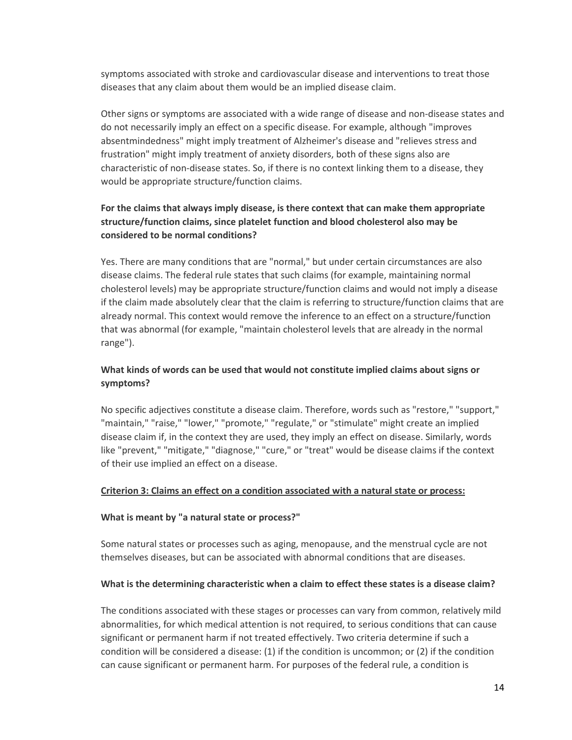symptoms associated with stroke and cardiovascular disease and interventions to treat those diseases that any claim about them would be an implied disease claim.

Other signs or symptoms are associated with a wide range of disease and non-disease states and do not necessarily imply an effect on a specific disease. For example, although "improves absentmindedness" might imply treatment of Alzheimer's disease and "relieves stress and frustration" might imply treatment of anxiety disorders, both of these signs also are characteristic of non-disease states. So, if there is no context linking them to a disease, they would be appropriate structure/function claims.

**For the claims that always imply disease, is there context that can make them appropriate structure/function claims, since platelet function and blood cholesterol also may be considered to be normal conditions?**

Yes. There are many conditions that are "normal," but under certain circumstances are also disease claims. The federal rule states that such claims (for example, maintaining normal cholesterol levels) may be appropriate structure/function claims and would not imply a disease if the claim made absolutely clear that the claim is referring to structure/function claims that are already normal. This context would remove the inference to an effect on a structure/function that was abnormal (for example, "maintain cholesterol levels that are already in the normal range").

**What kinds of words can be used that would not constitute implied claims about signs or symptoms?**

No specific adjectives constitute a disease claim. Therefore, words such as "restore," "support," "maintain," "raise," "lower," "promote," "regulate," or "stimulate" might create an implied disease claim if, in the context they are used, they imply an effect on disease. Similarly, words like "prevent," "mitigate," "diagnose," "cure," or "treat" would be disease claims if the context of their use implied an effect on a disease.

<u>**Criterion 3: Claims an effect on a condition associated with a natural state or process:**</u>

**What is meant by "a natural state or process?"**

Some natural states or processes such as aging, menopause, and the menstrual cycle are not themselves diseases, but can be associated with abnormal conditions that are diseases.

**What is the determining characteristic when a claim to effect these states is a disease claim?**

The conditions associated with these stages or processes can vary from common, relatively mild abnormalities, for which medical attention is not required, to serious conditions that can cause significant or permanent harm if not treated effectively. Two criteria determine if such a condition will be considered a disease: (1) if the condition is uncommon; or (2) if the condition can cause significant or permanent harm. For purposes of the federal rule, a condition is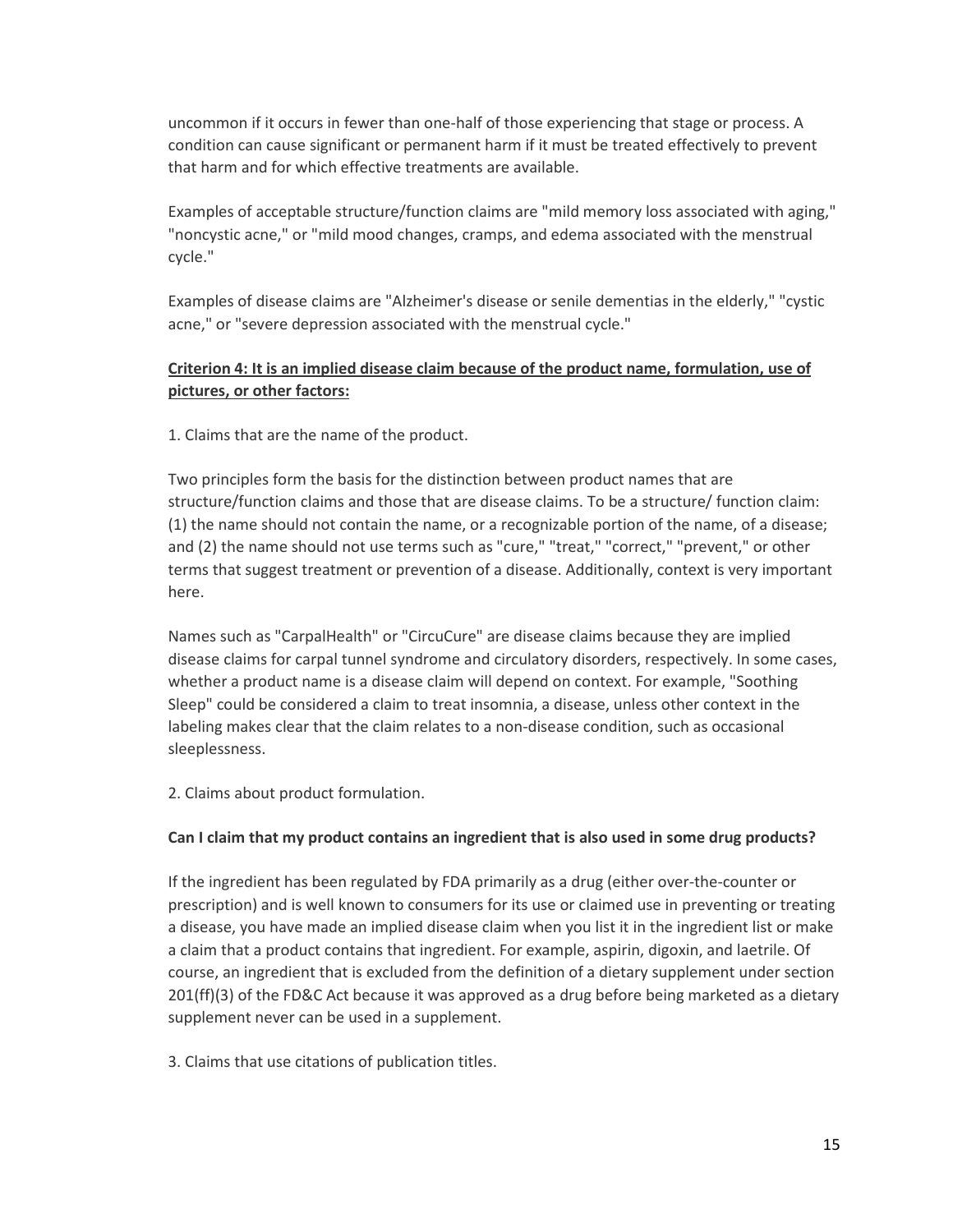uncommon if it occurs in fewer than one-half of those experiencing that stage or process. A condition can cause significant or permanent harm if it must be treated effectively to prevent that harm and for which effective treatments are available.

Examples of acceptable structure/function claims are "mild memory loss associated with aging," "noncystic acne," or "mild mood changes, cramps, and edema associated with the menstrual cycle."

Examples of disease claims are "Alzheimer's disease or senile dementias in the elderly," "cystic acne," or "severe depression associated with the menstrual cycle."

**Criterion 4: It is an implied disease claim because of the product name, formulation, use of pictures, or other factors:**

1. Claims that are the name of the product.

Two principles form the basis for the distinction between product names that are structure/function claims and those that are disease claims. To be a structure/ function claim: (1) the name should not contain the name, or a recognizable portion of the name, of a disease; and (2) the name should not use terms such as "cure," "treat," "correct," "prevent," or other terms that suggest treatment or prevention of a disease. Additionally, context is very important here.

Names such as "CarpalHealth" or "CircuCure" are disease claims because they are implied disease claims for carpal tunnel syndrome and circulatory disorders, respectively. In some cases, whether a product name is a disease claim will depend on context. For example, "Soothing Sleep" could be considered a claim to treat insomnia, a disease, unless other context in the labeling makes clear that the claim relates to a non-disease condition, such as occasional sleeplessness.

2. Claims about product formulation.

**Can I claim that my product contains an ingredient that is also used in some drug products?**

If the ingredient has been regulated by FDA primarily as a drug (either over-the-counter or prescription) and is well known to consumers for its use or claimed use in preventing or treating a disease, you have made an implied disease claim when you list it in the ingredient list or make a claim that a product contains that ingredient. For example, aspirin, digoxin, and laetrile. Of course, an ingredient that is excluded from the definition of a dietary supplement under section 201(ff)(3) of the FD&C Act because it was approved as a drug before being marketed as a dietary supplement never can be used in a supplement.

3. Claims that use citations of publication titles.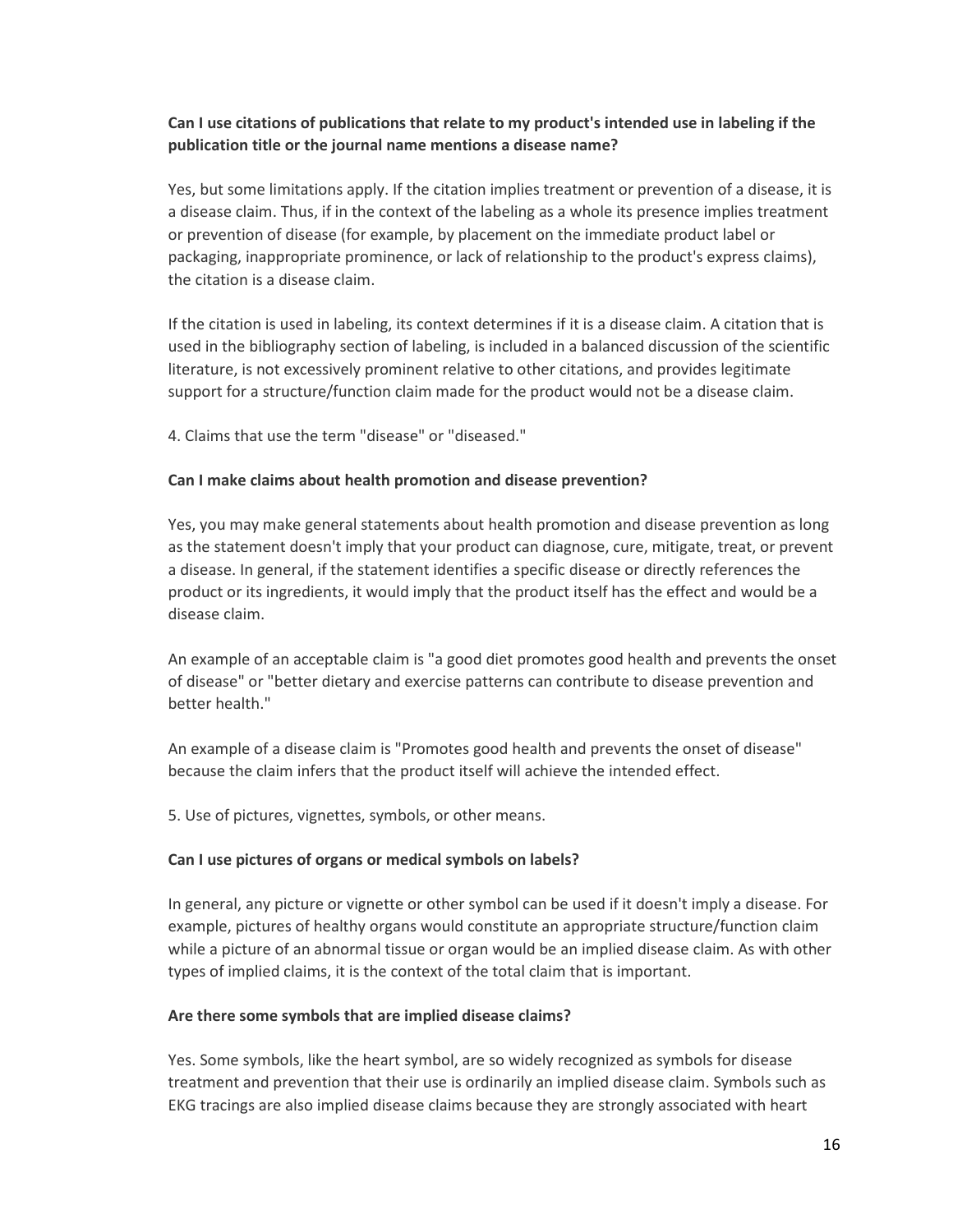**Can I use citations of publications that relate to my product's intended use in labeling if the publication title or the journal name mentions a disease name?**

Yes, but some limitations apply. If the citation implies treatment or prevention of a disease, it is a disease claim. Thus, if in the context of the labeling as a whole its presence implies treatment or prevention of disease (for example, by placement on the immediate product label or packaging, inappropriate prominence, or lack of relationship to the product's express claims), the citation is a disease claim.

If the citation is used in labeling, its context determines if it is a disease claim. A citation that is used in the bibliography section of labeling, is included in a balanced discussion of the scientific literature, is not excessively prominent relative to other citations, and provides legitimate support for a structure/function claim made for the product would not be a disease claim.

4. Claims that use the term "disease" or "diseased."

**Can I make claims about health promotion and disease prevention?**

Yes, you may make general statements about health promotion and disease prevention as long as the statement doesn't imply that your product can diagnose, cure, mitigate, treat, or prevent a disease. In general, if the statement identifies a specific disease or directly references the product or its ingredients, it would imply that the product itself has the effect and would be a disease claim.

An example of an acceptable claim is "a good diet promotes good health and prevents the onset of disease" or "better dietary and exercise patterns can contribute to disease prevention and better health."

An example of a disease claim is "Promotes good health and prevents the onset of disease" because the claim infers that the product itself will achieve the intended effect.

5. Use of pictures, vignettes, symbols, or other means.

**Can I use pictures of organs or medical symbols on labels?**

In general, any picture or vignette or other symbol can be used if it doesn't imply a disease. For example, pictures of healthy organs would constitute an appropriate structure/function claim while a picture of an abnormal tissue or organ would be an implied disease claim. As with other types of implied claims, it is the context of the total claim that is important.

**Are there some symbols that are implied disease claims?**

Yes. Some symbols, like the heart symbol, are so widely recognized as symbols for disease treatment and prevention that their use is ordinarily an implied disease claim. Symbols such as EKG tracings are also implied disease claims because they are strongly associated with heart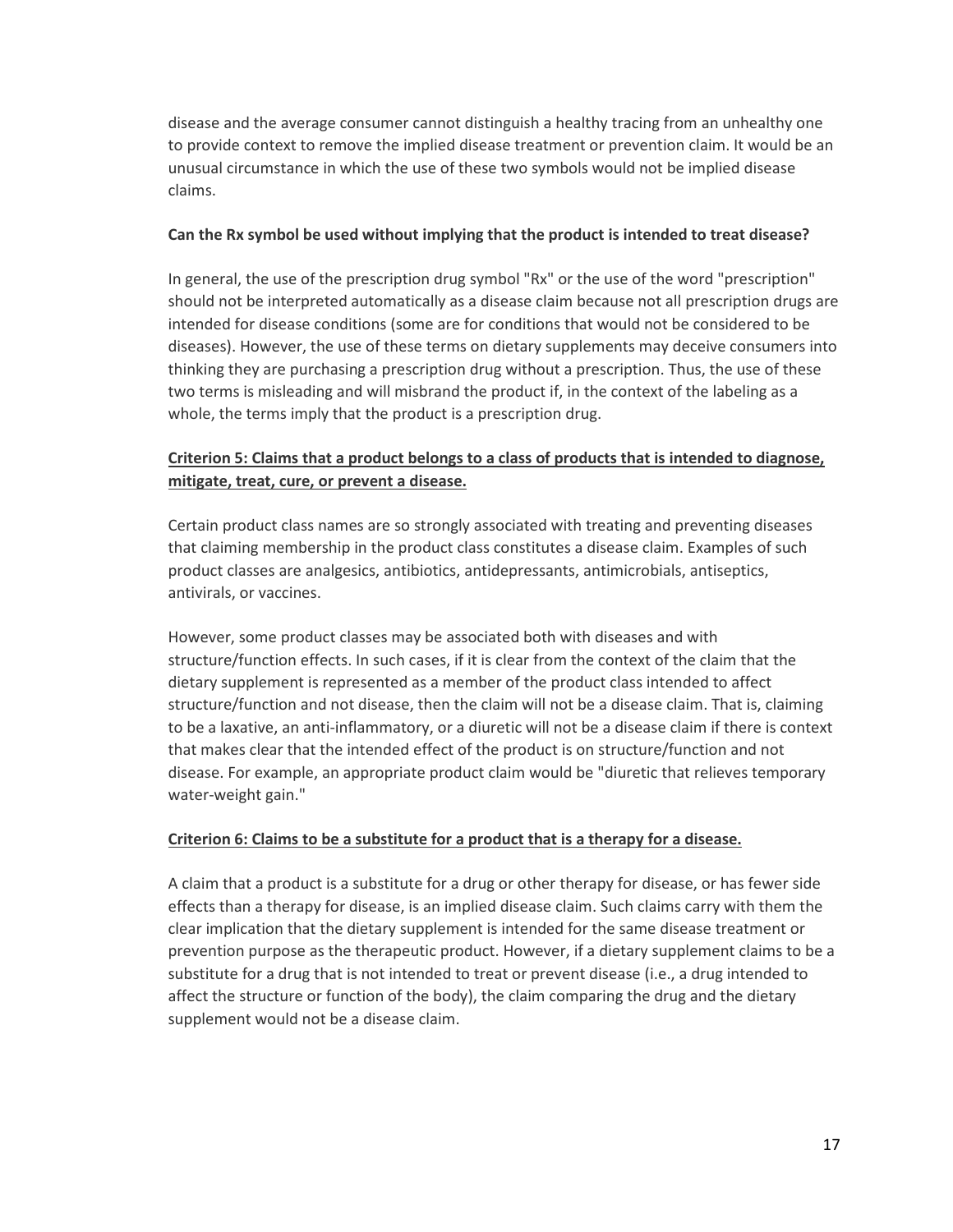disease and the average consumer cannot distinguish a healthy tracing from an unhealthy one to provide context to remove the implied disease treatment or prevention claim. It would be an unusual circumstance in which the use of these two symbols would not be implied disease claims.

**Can the Rx symbol be used without implying that the product is intended to treat disease?**

In general, the use of the prescription drug symbol "Rx" or the use of the word "prescription" should not be interpreted automatically as a disease claim because not all prescription drugs are intended for disease conditions (some are for conditions that would not be considered to be diseases). However, the use of these terms on dietary supplements may deceive consumers into thinking they are purchasing a prescription drug without a prescription. Thus, the use of these two terms is misleading and will misbrand the product if, in the context of the labeling as a whole, the terms imply that the product is a prescription drug.

**Criterion 5: Claims that a product belongs to a class of products that is intended to diagnose, mitigate, treat, cure, or prevent a disease.**

Certain product class names are so strongly associated with treating and preventing diseases that claiming membership in the product class constitutes a disease claim. Examples of such product classes are analgesics, antibiotics, antidepressants, antimicrobials, antiseptics, antivirals, or vaccines.

However, some product classes may be associated both with diseases and with structure/function effects. In such cases, if it is clear from the context of the claim that the dietary supplement is represented as a member of the product class intended to affect structure/function and not disease, then the claim will not be a disease claim. That is, claiming to be a laxative, an anti-inflammatory, or a diuretic will not be a disease claim if there is context that makes clear that the intended effect of the product is on structure/function and not disease. For example, an appropriate product claim would be "diuretic that relieves temporary water-weight gain."

**Criterion 6: Claims to be a substitute for a product that is a therapy for a disease.**

A claim that a product is a substitute for a drug or other therapy for disease, or has fewer side effects than a therapy for disease, is an implied disease claim. Such claims carry with them the clear implication that the dietary supplement is intended for the same disease treatment or prevention purpose as the therapeutic product. However, if a dietary supplement claims to be a substitute for a drug that is not intended to treat or prevent disease (i.e., a drug intended to affect the structure or function of the body), the claim comparing the drug and the dietary supplement would not be a disease claim.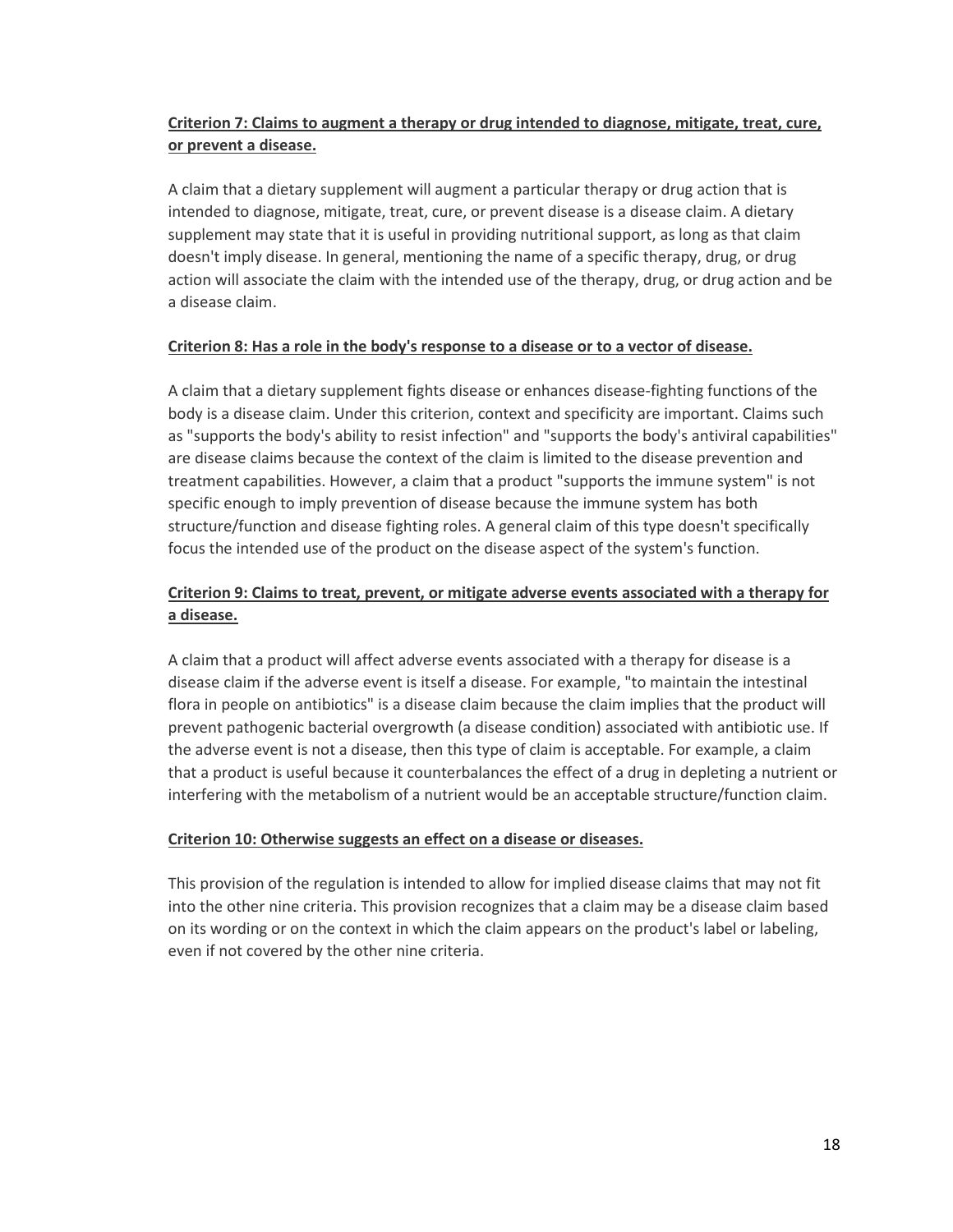**Criterion 7: Claims to augment a therapy or drug intended to diagnose, mitigate, treat, cure, or prevent a disease.**

A claim that a dietary supplement will augment a particular therapy or drug action that is intended to diagnose, mitigate, treat, cure, or prevent disease is a disease claim. A dietary supplement may state that it is useful in providing nutritional support, as long as that claim doesn't imply disease. In general, mentioning the name of a specific therapy, drug, or drug action will associate the claim with the intended use of the therapy, drug, or drug action and be a disease claim.

**Criterion 8: Has a role in the body's response to a disease or to a vector of disease.**

A claim that a dietary supplement fights disease or enhances disease-fighting functions of the body is a disease claim. Under this criterion, context and specificity are important. Claims such as "supports the body's ability to resist infection" and "supports the body's antiviral capabilities" are disease claims because the context of the claim is limited to the disease prevention and treatment capabilities. However, a claim that a product "supports the immune system" is not specific enough to imply prevention of disease because the immune system has both structure/function and disease fighting roles. A general claim of this type doesn't specifically focus the intended use of the product on the disease aspect of the system's function.

**Criterion 9: Claims to treat, prevent, or mitigate adverse events associated with a therapy for a disease.**

A claim that a product will affect adverse events associated with a therapy for disease is a disease claim if the adverse event is itself a disease. For example, "to maintain the intestinal flora in people on antibiotics" is a disease claim because the claim implies that the product will prevent pathogenic bacterial overgrowth (a disease condition) associated with antibiotic use. If the adverse event is not a disease, then this type of claim is acceptable. For example, a claim that a product is useful because it counterbalances the effect of a drug in depleting a nutrient or interfering with the metabolism of a nutrient would be an acceptable structure/function claim.

**Criterion 10: Otherwise suggests an effect on a disease or diseases.**

This provision of the regulation is intended to allow for implied disease claims that may not fit into the other nine criteria. This provision recognizes that a claim may be a disease claim based on its wording or on the context in which the claim appears on the product's label or labeling, even if not covered by the other nine criteria.